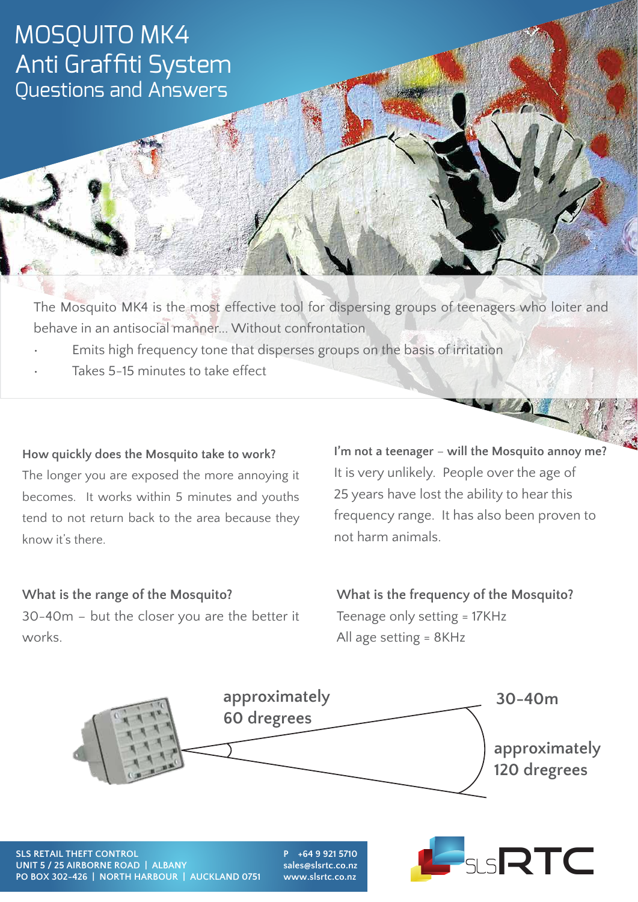# MOSQUITO MK4
## Anti Graffiti System
### Questions and Answers

The Mosquito MK4 is the most effective tool for dispersing groups of teenagers who loiter and behave in an antisocial manner... Without confrontation

- Emits high frequency tone that disperses groups on the basis of irritation
- Takes 5-15 minutes to take effect

**How quickly does the Mosquito take to work?**
The longer you are exposed the more annoying it becomes. It works within 5 minutes and youths tend to not return back to the area because they know it's there.

**What is the range of the Mosquito?**
30-40m – but the closer you are the better it works.

**I'm not a teenager – will the Mosquito annoy me?**
It is very unlikely. People over the age of 25 years have lost the ability to hear this frequency range. It has also been proven to not harm animals.

**What is the frequency of the Mosquito?**
Teenage only setting = 17KHz
All age setting = 8KHz

approximately 60 dregrees

30-40m

approximately 120 dregrees

SLS RETAIL THEFT CONTROL
UNIT 5 / 25 AIRBORNE ROAD | ALBANY
PO BOX 302-426 | NORTH HARBOUR | AUCKLAND 0751

P +64 9 921 5710
sales@slsrtc.co.nz
www.slsrtc.co.nz

SLSRTC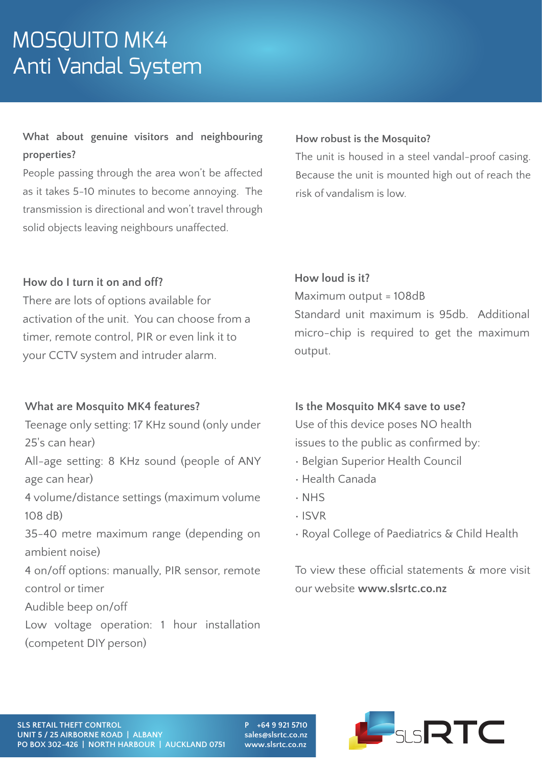# MOSQUITO MK4
## Anti Vandal System

### What about genuine visitors and neighbouring properties?

People passing through the area won't be affected as it takes 5-10 minutes to become annoying. The transmission is directional and won't travel through solid objects leaving neighbours unaffected.

### How do I turn it on and off?

There are lots of options available for activation of the unit. You can choose from a timer, remote control, PIR or even link it to your CCTV system and intruder alarm.

### What are Mosquito MK4 features?

Teenage only setting: 17 KHz sound (only under 25's can hear)

All-age setting: 8 KHz sound (people of ANY age can hear)

4 volume/distance settings (maximum volume 108 dB)

35-40 metre maximum range (depending on ambient noise)

4 on/off options: manually, PIR sensor, remote control or timer

Audible beep on/off

Low voltage operation: 1 hour installation (competent DIY person)

### How robust is the Mosquito?

The unit is housed in a steel vandal-proof casing. Because the unit is mounted high out of reach the risk of vandalism is low.

### How loud is it?

Maximum output = 108dB

Standard unit maximum is 95db. Additional micro-chip is required to get the maximum output.

### Is the Mosquito MK4 save to use?

Use of this device poses NO health issues to the public as confirmed by:

- Belgian Superior Health Council
- Health Canada
- NHS
- ISVR
- Royal College of Paediatrics & Child Health

To view these official statements & more visit our website **www.slsrtc.co.nz**

**SLS RETAIL THEFT CONTROL**
**UNIT 5 / 25 AIRBORNE ROAD | ALBANY**
**PO BOX 302-426 | NORTH HARBOUR | AUCKLAND 0751**

**P +64 9 921 5710**
**sales@slsrtc.co.nz**
**www.slsrtc.co.nz**

SLSRTC